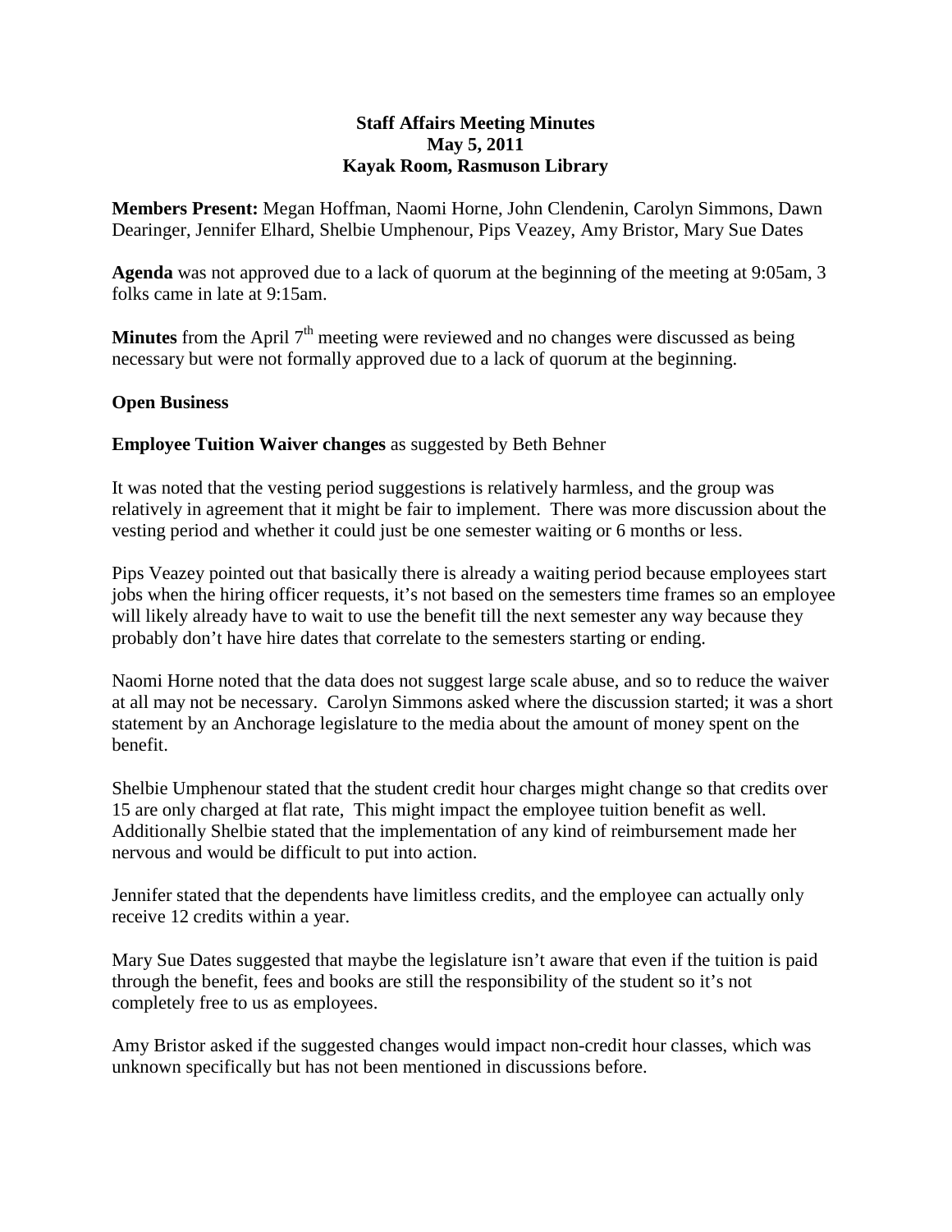**Staff Affairs Meeting Minutes**
**May 5, 2011**
**Kayak Room, Rasmuson Library**

**Members Present:** Megan Hoffman, Naomi Horne, John Clendenin, Carolyn Simmons, Dawn Dearinger, Jennifer Elhard, Shelbie Umphenour, Pips Veazey, Amy Bristor, Mary Sue Dates

**Agenda** was not approved due to a lack of quorum at the beginning of the meeting at 9:05am, 3 folks came in late at 9:15am.

**Minutes** from the April 7th meeting were reviewed and no changes were discussed as being necessary but were not formally approved due to a lack of quorum at the beginning.

**Open Business**

**Employee Tuition Waiver changes** as suggested by Beth Behner

It was noted that the vesting period suggestions is relatively harmless, and the group was relatively in agreement that it might be fair to implement. There was more discussion about the vesting period and whether it could just be one semester waiting or 6 months or less.

Pips Veazey pointed out that basically there is already a waiting period because employees start jobs when the hiring officer requests, it's not based on the semesters time frames so an employee will likely already have to wait to use the benefit till the next semester any way because they probably don't have hire dates that correlate to the semesters starting or ending.

Naomi Horne noted that the data does not suggest large scale abuse, and so to reduce the waiver at all may not be necessary. Carolyn Simmons asked where the discussion started; it was a short statement by an Anchorage legislature to the media about the amount of money spent on the benefit.

Shelbie Umphenour stated that the student credit hour charges might change so that credits over 15 are only charged at flat rate, This might impact the employee tuition benefit as well. Additionally Shelbie stated that the implementation of any kind of reimbursement made her nervous and would be difficult to put into action.

Jennifer stated that the dependents have limitless credits, and the employee can actually only receive 12 credits within a year.

Mary Sue Dates suggested that maybe the legislature isn't aware that even if the tuition is paid through the benefit, fees and books are still the responsibility of the student so it's not completely free to us as employees.

Amy Bristor asked if the suggested changes would impact non-credit hour classes, which was unknown specifically but has not been mentioned in discussions before.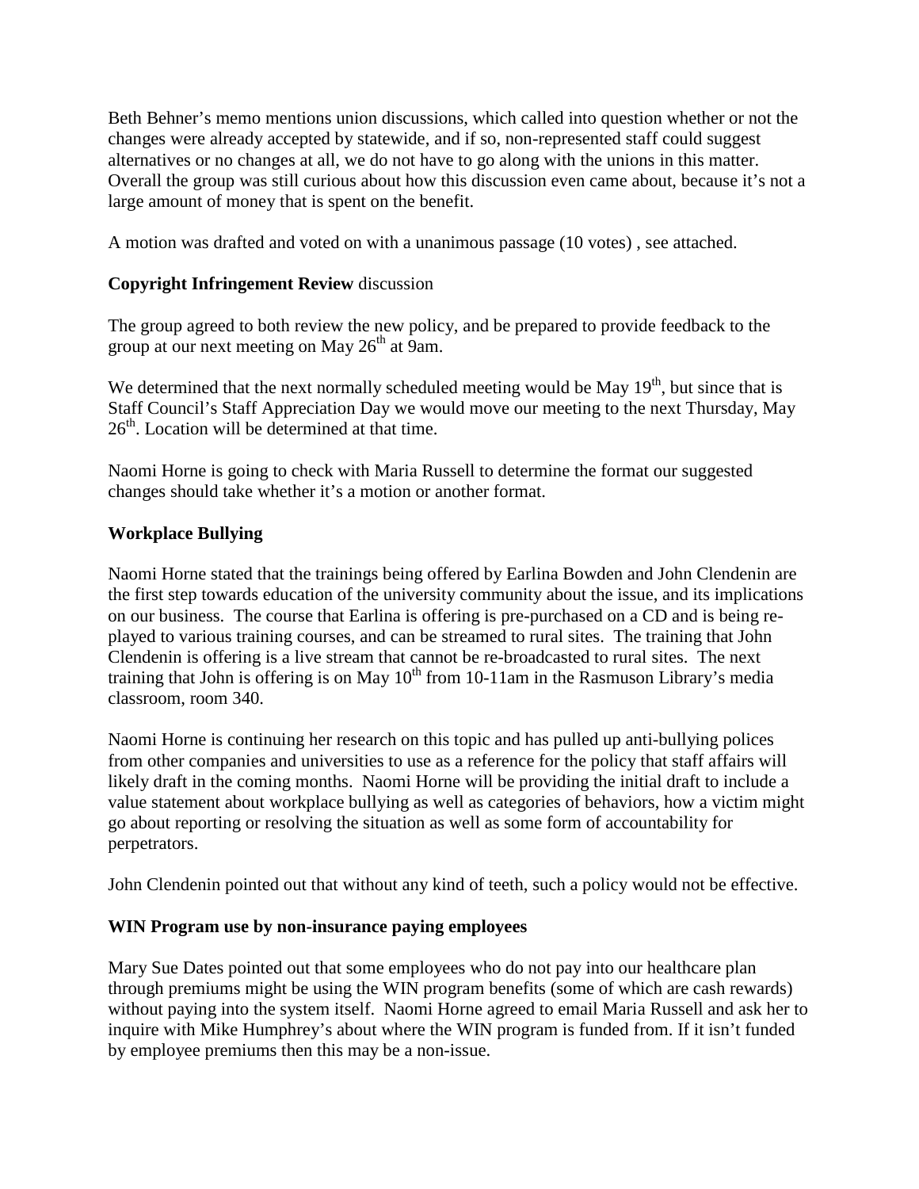Beth Behner's memo mentions union discussions, which called into question whether or not the changes were already accepted by statewide, and if so, non-represented staff could suggest alternatives or no changes at all, we do not have to go along with the unions in this matter. Overall the group was still curious about how this discussion even came about, because it's not a large amount of money that is spent on the benefit.

A motion was drafted and voted on with a unanimous passage (10 votes) , see attached.

**Copyright Infringement Review** discussion

The group agreed to both review the new policy, and be prepared to provide feedback to the group at our next meeting on May 26th at 9am.

We determined that the next normally scheduled meeting would be May 19th, but since that is Staff Council's Staff Appreciation Day we would move our meeting to the next Thursday, May 26th. Location will be determined at that time.

Naomi Horne is going to check with Maria Russell to determine the format our suggested changes should take whether it's a motion or another format.

**Workplace Bullying**

Naomi Horne stated that the trainings being offered by Earlina Bowden and John Clendenin are the first step towards education of the university community about the issue, and its implications on our business. The course that Earlina is offering is pre-purchased on a CD and is being re-played to various training courses, and can be streamed to rural sites. The training that John Clendenin is offering is a live stream that cannot be re-broadcasted to rural sites. The next training that John is offering is on May 10th from 10-11am in the Rasmuson Library's media classroom, room 340.

Naomi Horne is continuing her research on this topic and has pulled up anti-bullying polices from other companies and universities to use as a reference for the policy that staff affairs will likely draft in the coming months. Naomi Horne will be providing the initial draft to include a value statement about workplace bullying as well as categories of behaviors, how a victim might go about reporting or resolving the situation as well as some form of accountability for perpetrators.

John Clendenin pointed out that without any kind of teeth, such a policy would not be effective.

**WIN Program use by non-insurance paying employees**

Mary Sue Dates pointed out that some employees who do not pay into our healthcare plan through premiums might be using the WIN program benefits (some of which are cash rewards) without paying into the system itself. Naomi Horne agreed to email Maria Russell and ask her to inquire with Mike Humphrey's about where the WIN program is funded from. If it isn't funded by employee premiums then this may be a non-issue.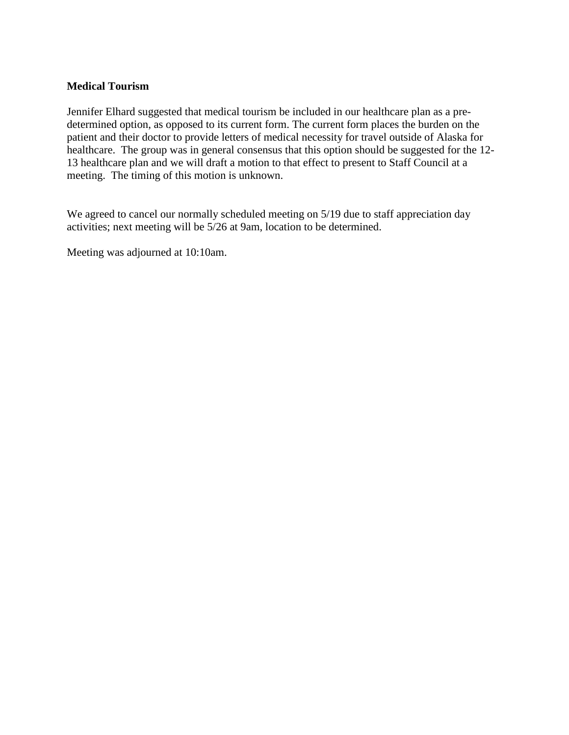**Medical Tourism**

Jennifer Elhard suggested that medical tourism be included in our healthcare plan as a pre-determined option, as opposed to its current form. The current form places the burden on the patient and their doctor to provide letters of medical necessity for travel outside of Alaska for healthcare. The group was in general consensus that this option should be suggested for the 12-13 healthcare plan and we will draft a motion to that effect to present to Staff Council at a meeting. The timing of this motion is unknown.

We agreed to cancel our normally scheduled meeting on 5/19 due to staff appreciation day activities; next meeting will be 5/26 at 9am, location to be determined.

Meeting was adjourned at 10:10am.